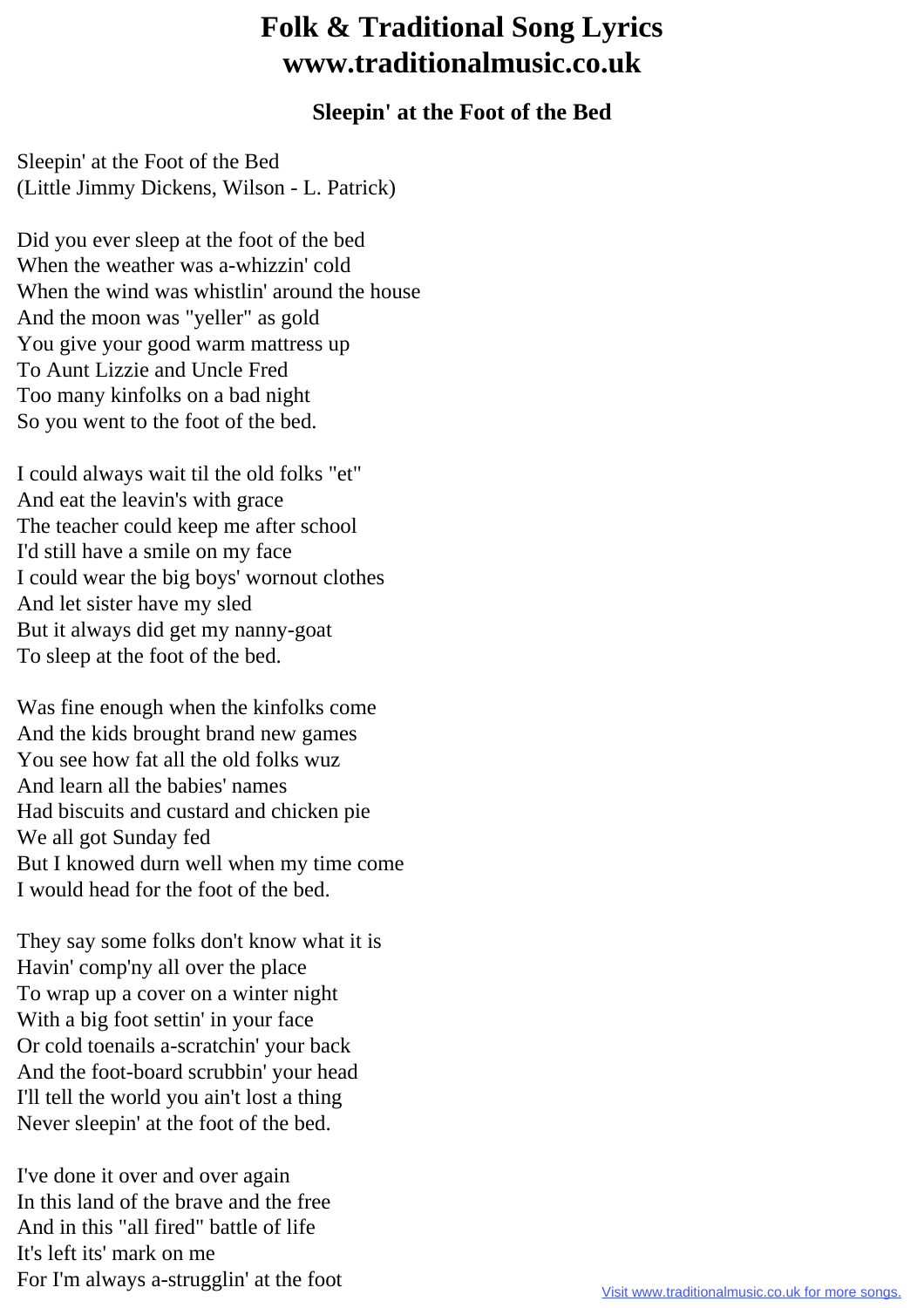# Folk & Traditional Song Lyrics www.traditionalmusic.co.uk

### Sleepin' at the Foot of the Bed

Sleepin' at the Foot of the Bed
(Little Jimmy Dickens, Wilson - L. Patrick)

Did you ever sleep at the foot of the bed
When the weather was a-whizzin' cold
When the wind was whistlin' around the house
And the moon was "yeller" as gold
You give your good warm mattress up
To Aunt Lizzie and Uncle Fred
Too many kinfolks on a bad night
So you went to the foot of the bed.

I could always wait til the old folks "et"
And eat the leavin's with grace
The teacher could keep me after school
I'd still have a smile on my face
I could wear the big boys' wornout clothes
And let sister have my sled
But it always did get my nanny-goat
To sleep at the foot of the bed.

Was fine enough when the kinfolks come
And the kids brought brand new games
You see how fat all the old folks wuz
And learn all the babies' names
Had biscuits and custard and chicken pie
We all got Sunday fed
But I knowed durn well when my time come
I would head for the foot of the bed.

They say some folks don't know what it is
Havin' comp'ny all over the place
To wrap up a cover on a winter night
With a big foot settin' in your face
Or cold toenails a-scratchin' your back
And the foot-board scrubbin' your head
I'll tell the world you ain't lost a thing
Never sleepin' at the foot of the bed.

I've done it over and over again
In this land of the brave and the free
And in this "all fired" battle of life
It's left its' mark on me
For I'm always a-strugglin' at the foot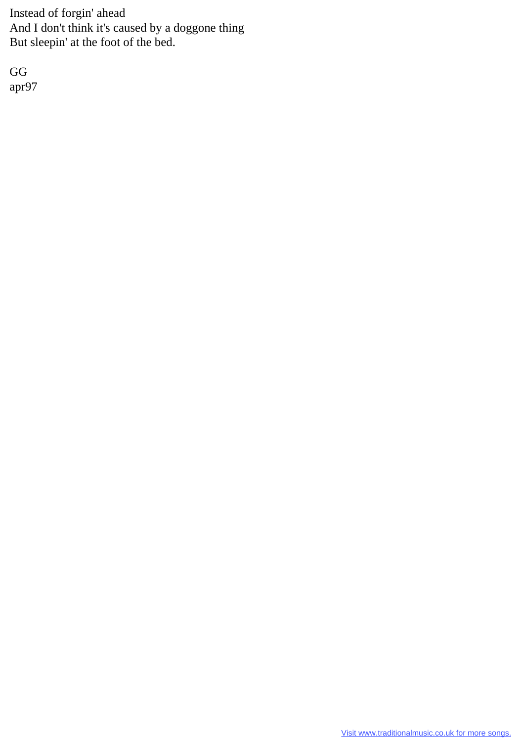Instead of forgin' ahead
And I don't think it's caused by a doggone thing
But sleepin' at the foot of the bed.

GG
apr97